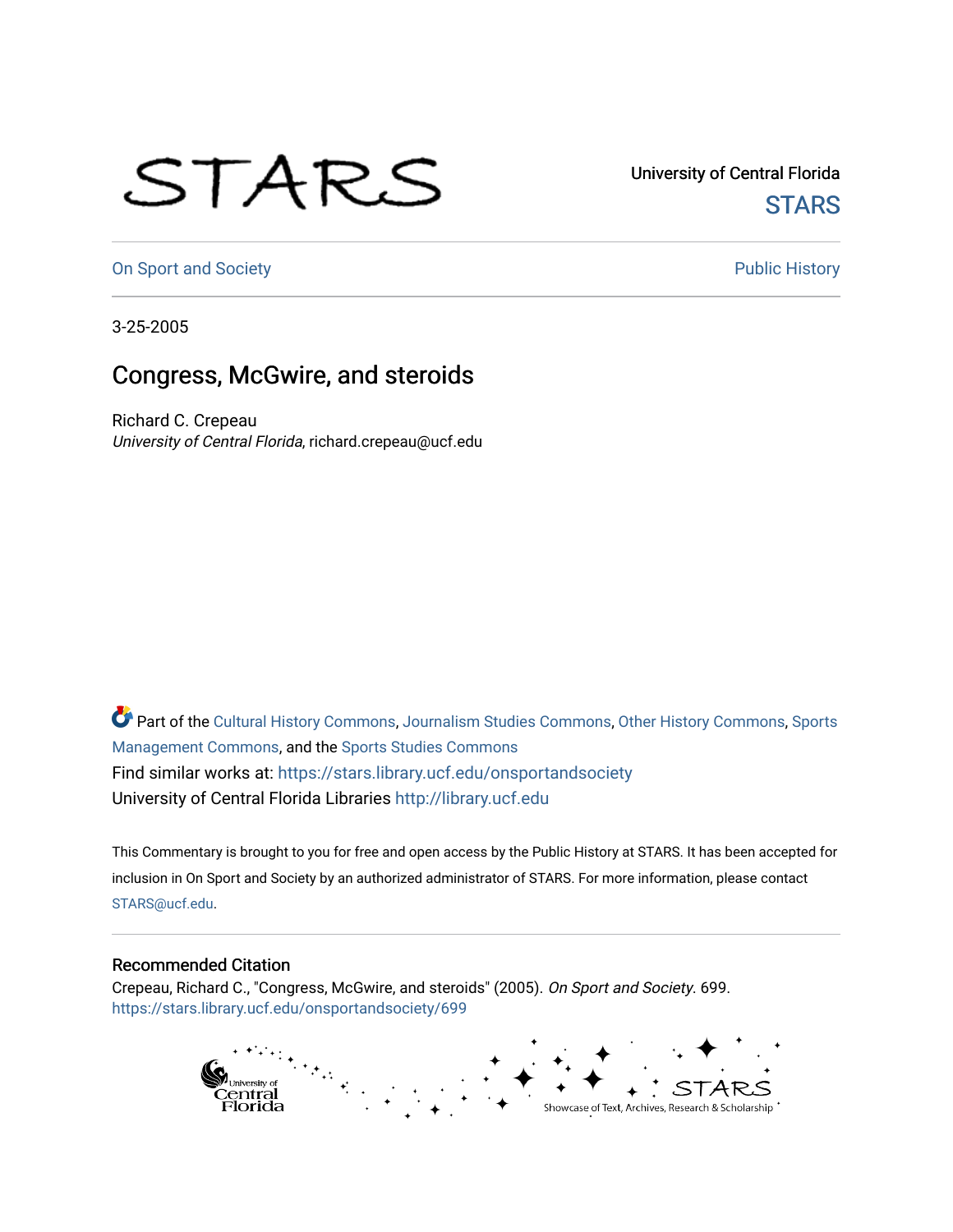University of Central Florida

STARS

On Sport and Society

Public History

3-25-2005

# Congress, McGwire, and steroids

Richard C. Crepeau
*University of Central Florida*, richard.crepeau@ucf.edu

Part of the Cultural History Commons, Journalism Studies Commons, Other History Commons, Sports Management Commons, and the Sports Studies Commons

Find similar works at: https://stars.library.ucf.edu/onsportandsociety

University of Central Florida Libraries http://library.ucf.edu

This Commentary is brought to you for free and open access by the Public History at STARS. It has been accepted for inclusion in On Sport and Society by an authorized administrator of STARS. For more information, please contact STARS@ucf.edu.

## Recommended Citation

Crepeau, Richard C., "Congress, McGwire, and steroids" (2005). *On Sport and Society*. 699.
https://stars.library.ucf.edu/onsportandsociety/699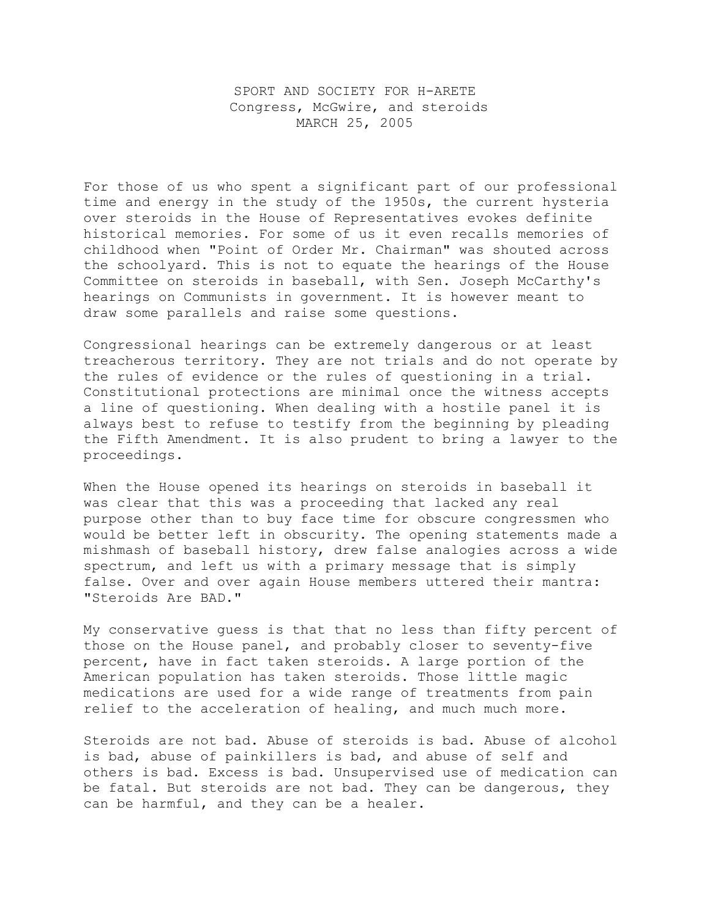SPORT AND SOCIETY FOR H-ARETE
Congress, McGwire, and steroids
MARCH 25, 2005

For those of us who spent a significant part of our professional time and energy in the study of the 1950s, the current hysteria over steroids in the House of Representatives evokes definite historical memories. For some of us it even recalls memories of childhood when "Point of Order Mr. Chairman" was shouted across the schoolyard. This is not to equate the hearings of the House Committee on steroids in baseball, with Sen. Joseph McCarthy's hearings on Communists in government. It is however meant to draw some parallels and raise some questions.

Congressional hearings can be extremely dangerous or at least treacherous territory. They are not trials and do not operate by the rules of evidence or the rules of questioning in a trial. Constitutional protections are minimal once the witness accepts a line of questioning. When dealing with a hostile panel it is always best to refuse to testify from the beginning by pleading the Fifth Amendment. It is also prudent to bring a lawyer to the proceedings.

When the House opened its hearings on steroids in baseball it was clear that this was a proceeding that lacked any real purpose other than to buy face time for obscure congressmen who would be better left in obscurity. The opening statements made a mishmash of baseball history, drew false analogies across a wide spectrum, and left us with a primary message that is simply false. Over and over again House members uttered their mantra: "Steroids Are BAD."

My conservative guess is that that no less than fifty percent of those on the House panel, and probably closer to seventy-five percent, have in fact taken steroids. A large portion of the American population has taken steroids. Those little magic medications are used for a wide range of treatments from pain relief to the acceleration of healing, and much much more.

Steroids are not bad. Abuse of steroids is bad. Abuse of alcohol is bad, abuse of painkillers is bad, and abuse of self and others is bad. Excess is bad. Unsupervised use of medication can be fatal. But steroids are not bad. They can be dangerous, they can be harmful, and they can be a healer.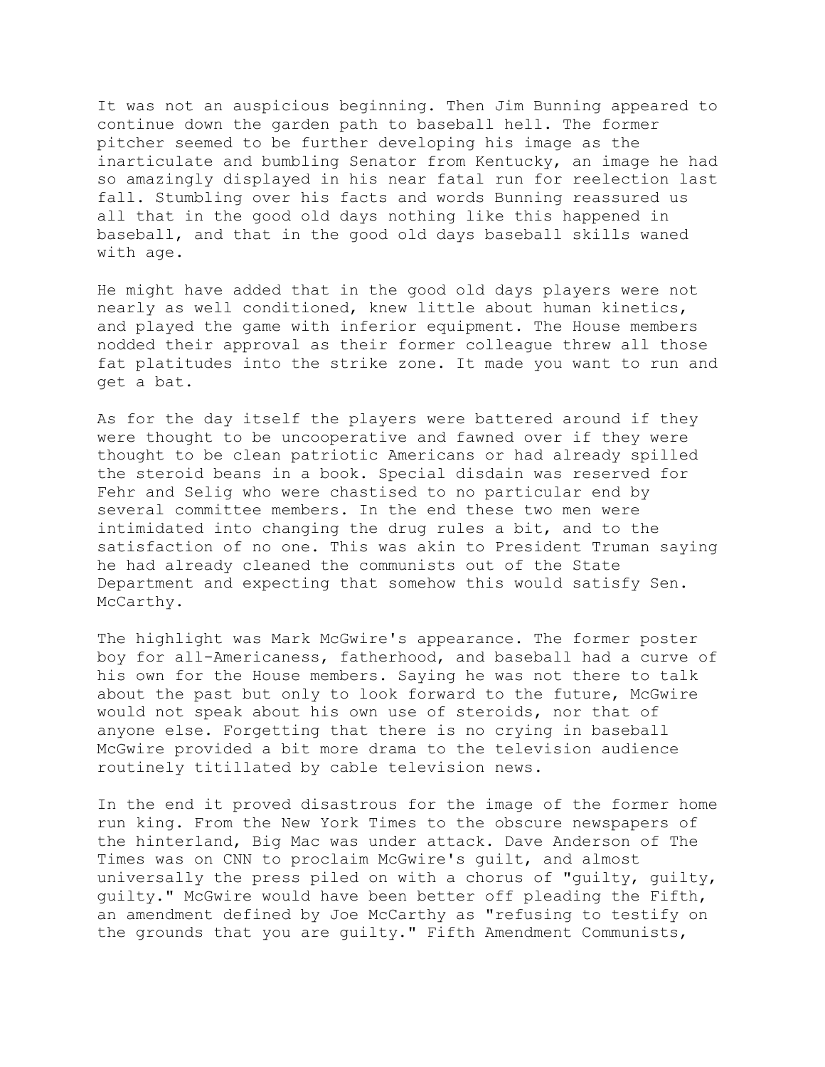It was not an auspicious beginning. Then Jim Bunning appeared to continue down the garden path to baseball hell. The former pitcher seemed to be further developing his image as the inarticulate and bumbling Senator from Kentucky, an image he had so amazingly displayed in his near fatal run for reelection last fall. Stumbling over his facts and words Bunning reassured us all that in the good old days nothing like this happened in baseball, and that in the good old days baseball skills waned with age.

He might have added that in the good old days players were not nearly as well conditioned, knew little about human kinetics, and played the game with inferior equipment. The House members nodded their approval as their former colleague threw all those fat platitudes into the strike zone. It made you want to run and get a bat.

As for the day itself the players were battered around if they were thought to be uncooperative and fawned over if they were thought to be clean patriotic Americans or had already spilled the steroid beans in a book. Special disdain was reserved for Fehr and Selig who were chastised to no particular end by several committee members. In the end these two men were intimidated into changing the drug rules a bit, and to the satisfaction of no one. This was akin to President Truman saying he had already cleaned the communists out of the State Department and expecting that somehow this would satisfy Sen. McCarthy.

The highlight was Mark McGwire's appearance. The former poster boy for all-Americaness, fatherhood, and baseball had a curve of his own for the House members. Saying he was not there to talk about the past but only to look forward to the future, McGwire would not speak about his own use of steroids, nor that of anyone else. Forgetting that there is no crying in baseball McGwire provided a bit more drama to the television audience routinely titillated by cable television news.

In the end it proved disastrous for the image of the former home run king. From the New York Times to the obscure newspapers of the hinterland, Big Mac was under attack. Dave Anderson of The Times was on CNN to proclaim McGwire's guilt, and almost universally the press piled on with a chorus of "guilty, guilty, guilty." McGwire would have been better off pleading the Fifth, an amendment defined by Joe McCarthy as "refusing to testify on the grounds that you are guilty." Fifth Amendment Communists,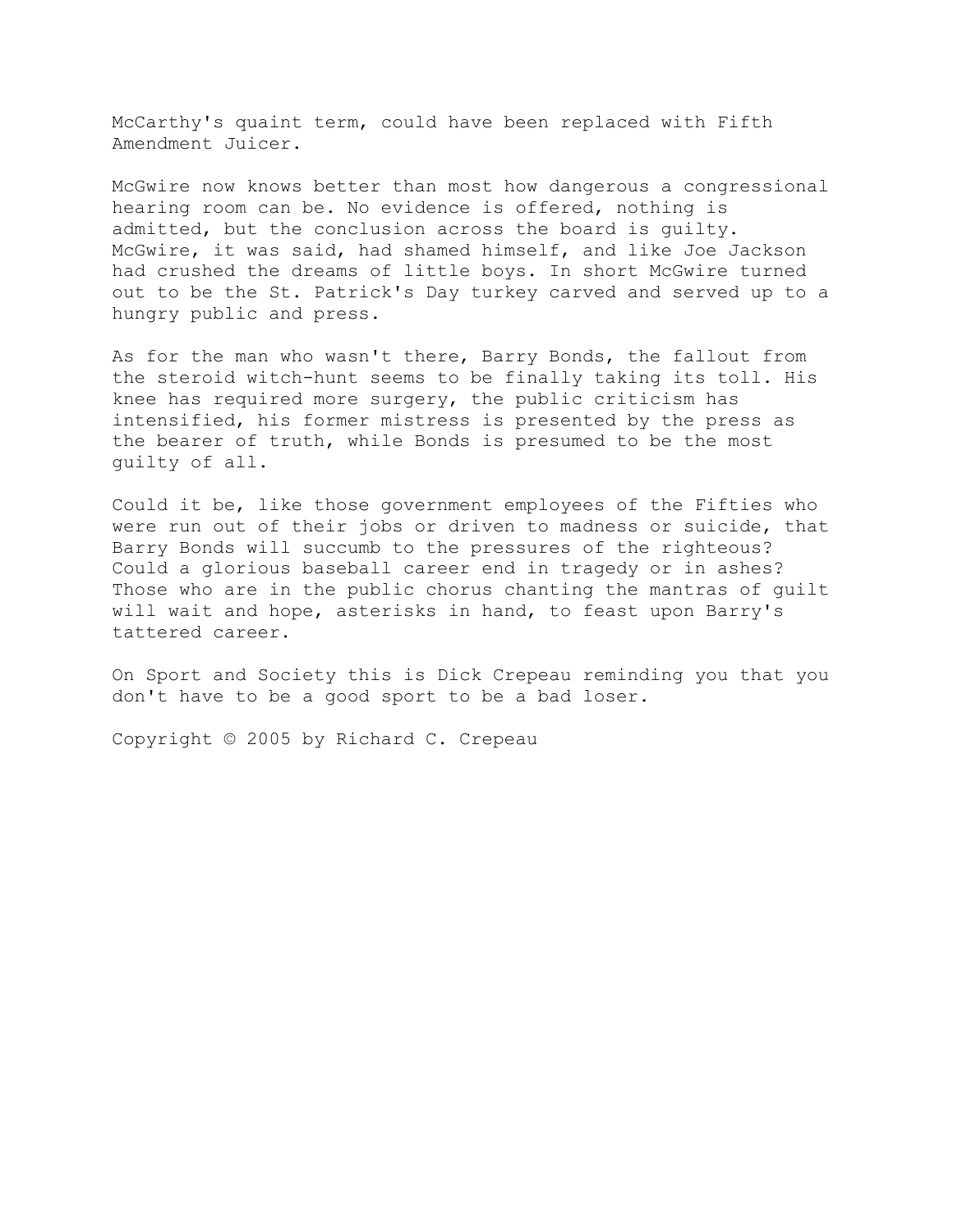McCarthy's quaint term, could have been replaced with Fifth Amendment Juicer.

McGwire now knows better than most how dangerous a congressional hearing room can be. No evidence is offered, nothing is admitted, but the conclusion across the board is guilty. McGwire, it was said, had shamed himself, and like Joe Jackson had crushed the dreams of little boys. In short McGwire turned out to be the St. Patrick's Day turkey carved and served up to a hungry public and press.

As for the man who wasn't there, Barry Bonds, the fallout from the steroid witch-hunt seems to be finally taking its toll. His knee has required more surgery, the public criticism has intensified, his former mistress is presented by the press as the bearer of truth, while Bonds is presumed to be the most guilty of all.

Could it be, like those government employees of the Fifties who were run out of their jobs or driven to madness or suicide, that Barry Bonds will succumb to the pressures of the righteous? Could a glorious baseball career end in tragedy or in ashes? Those who are in the public chorus chanting the mantras of guilt will wait and hope, asterisks in hand, to feast upon Barry's tattered career.

On Sport and Society this is Dick Crepeau reminding you that you don't have to be a good sport to be a bad loser.

Copyright © 2005 by Richard C. Crepeau